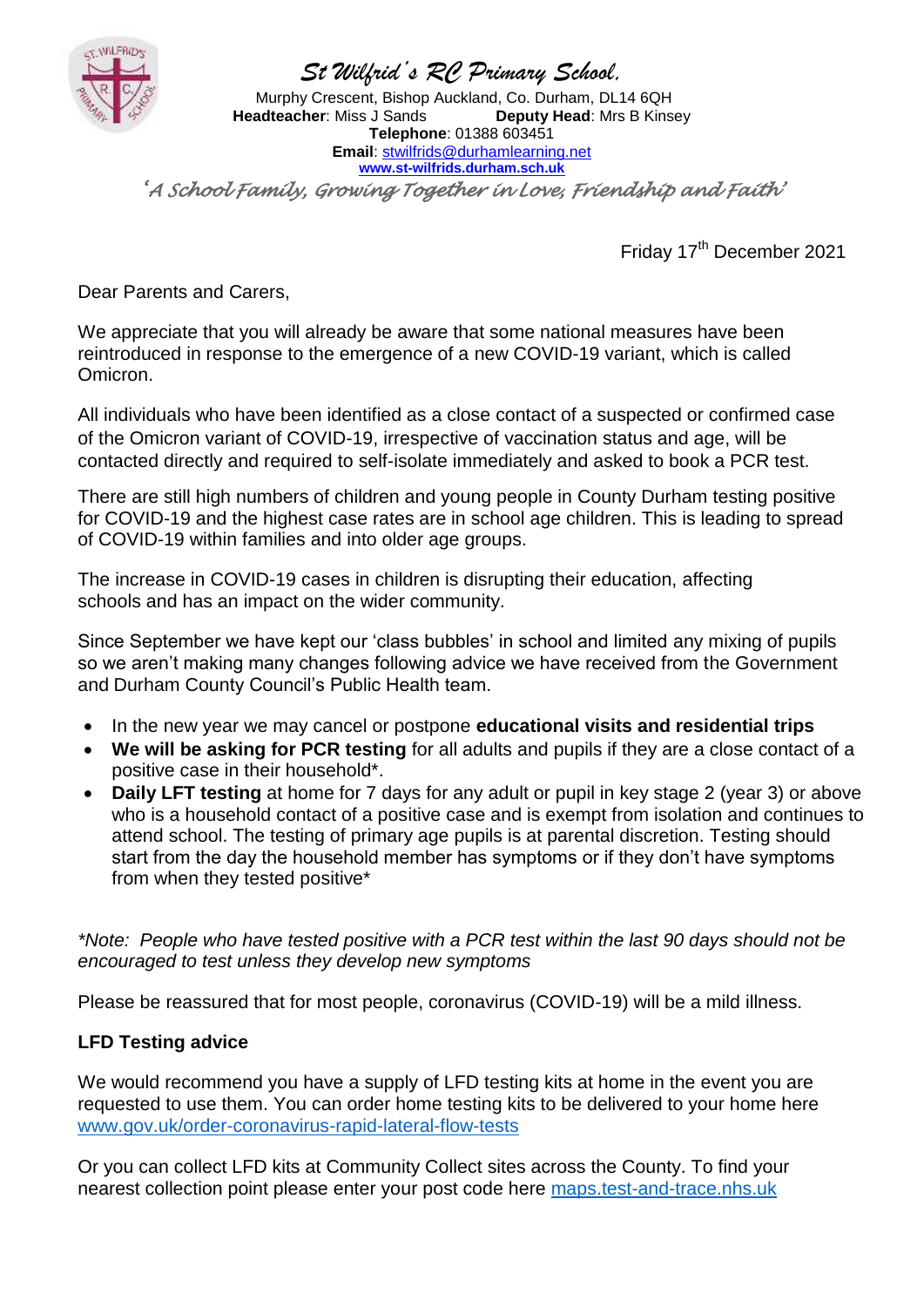# St Wilfrid's RC Primary School,

Murphy Crescent, Bishop Auckland, Co. Durham, DL14 6QH
**Headteacher**: Miss J Sands **Deputy Head**: Mrs B Kinsey
**Telephone**: 01388 603451
**Email**: stwilfrids@durhamlearning.net
**www.st-wilfrids.durham.sch.uk**

*'A School Family, Growing Together in Love, Friendship and Faith'*

Friday 17th December 2021

Dear Parents and Carers,

We appreciate that you will already be aware that some national measures have been reintroduced in response to the emergence of a new COVID-19 variant, which is called Omicron.

All individuals who have been identified as a close contact of a suspected or confirmed case of the Omicron variant of COVID-19, irrespective of vaccination status and age, will be contacted directly and required to self-isolate immediately and asked to book a PCR test.

There are still high numbers of children and young people in County Durham testing positive for COVID-19 and the highest case rates are in school age children. This is leading to spread of COVID-19 within families and into older age groups.

The increase in COVID-19 cases in children is disrupting their education, affecting schools and has an impact on the wider community.

Since September we have kept our 'class bubbles' in school and limited any mixing of pupils so we aren't making many changes following advice we have received from the Government and Durham County Council's Public Health team.

- In the new year we may cancel or postpone **educational visits and residential trips**
- **We will be asking for PCR testing** for all adults and pupils if they are a close contact of a positive case in their household*.
- **Daily LFT testing** at home for 7 days for any adult or pupil in key stage 2 (year 3) or above who is a household contact of a positive case and is exempt from isolation and continues to attend school. The testing of primary age pupils is at parental discretion. Testing should start from the day the household member has symptoms or if they don't have symptoms from when they tested positive*

*\*Note: People who have tested positive with a PCR test within the last 90 days should not be encouraged to test unless they develop new symptoms*

Please be reassured that for most people, coronavirus (COVID-19) will be a mild illness.

**LFD Testing advice**

We would recommend you have a supply of LFD testing kits at home in the event you are requested to use them. You can order home testing kits to be delivered to your home here www.gov.uk/order-coronavirus-rapid-lateral-flow-tests

Or you can collect LFD kits at Community Collect sites across the County. To find your nearest collection point please enter your post code here maps.test-and-trace.nhs.uk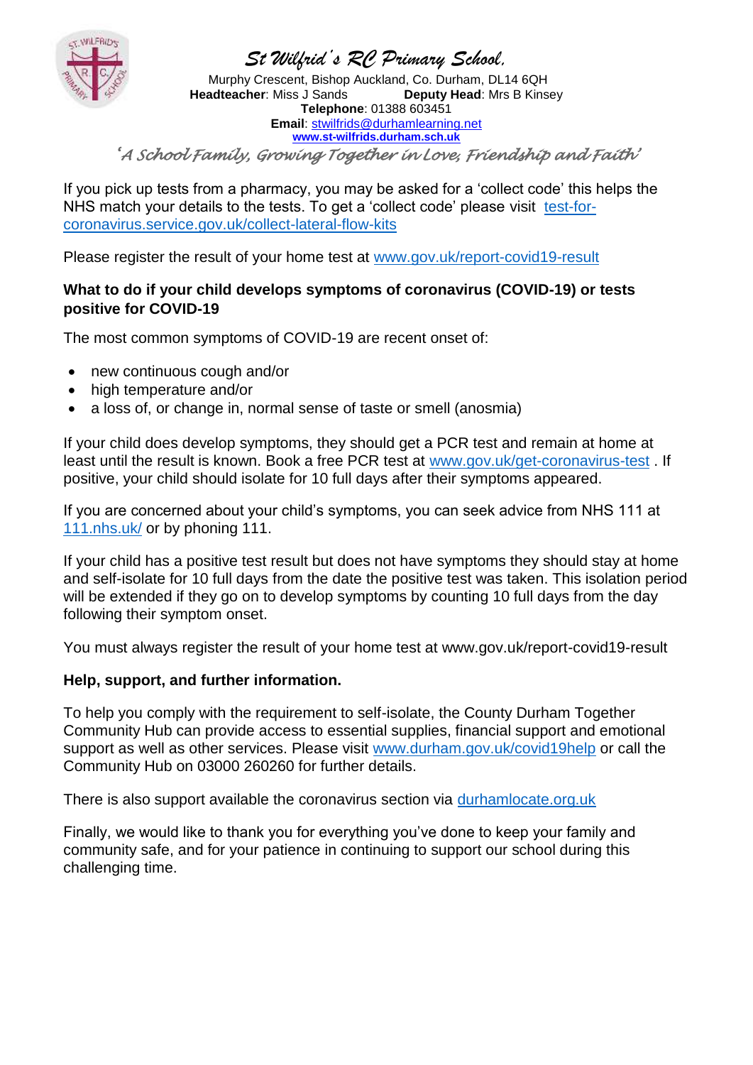# St Wilfrid's RC Primary School,

Murphy Crescent, Bishop Auckland, Co. Durham, DL14 6QH
**Headteacher**: Miss J Sands **Deputy Head**: Mrs B Kinsey
**Telephone**: 01388 603451
**Email**: stwilfrids@durhamlearning.net
**www.st-wilfrids.durham.sch.uk**

*'A School Family, Growing Together in Love, Friendship and Faith'*

If you pick up tests from a pharmacy, you may be asked for a 'collect code' this helps the NHS match your details to the tests. To get a 'collect code' please visit test-for-coronavirus.service.gov.uk/collect-lateral-flow-kits

Please register the result of your home test at www.gov.uk/report-covid19-result

**What to do if your child develops symptoms of coronavirus (COVID-19) or tests positive for COVID-19**

The most common symptoms of COVID-19 are recent onset of:

- new continuous cough and/or
- high temperature and/or
- a loss of, or change in, normal sense of taste or smell (anosmia)

If your child does develop symptoms, they should get a PCR test and remain at home at least until the result is known. Book a free PCR test at www.gov.uk/get-coronavirus-test . If positive, your child should isolate for 10 full days after their symptoms appeared.

If you are concerned about your child's symptoms, you can seek advice from NHS 111 at 111.nhs.uk/ or by phoning 111.

If your child has a positive test result but does not have symptoms they should stay at home and self-isolate for 10 full days from the date the positive test was taken. This isolation period will be extended if they go on to develop symptoms by counting 10 full days from the day following their symptom onset.

You must always register the result of your home test at www.gov.uk/report-covid19-result

**Help, support, and further information.**

To help you comply with the requirement to self-isolate, the County Durham Together Community Hub can provide access to essential supplies, financial support and emotional support as well as other services. Please visit www.durham.gov.uk/covid19help or call the Community Hub on 03000 260260 for further details.

There is also support available the coronavirus section via durhamlocate.org.uk

Finally, we would like to thank you for everything you've done to keep your family and community safe, and for your patience in continuing to support our school during this challenging time.